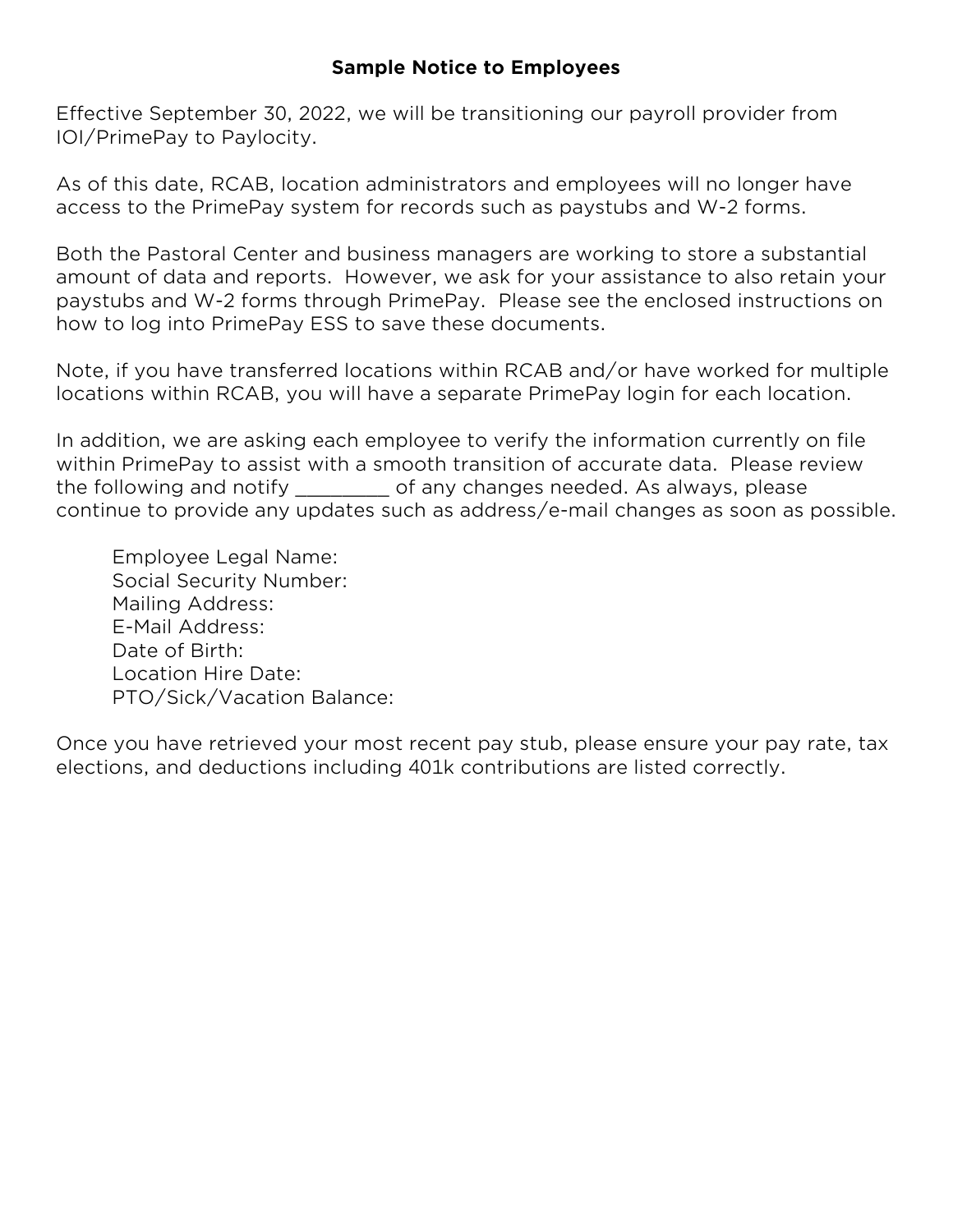**Sample Notice to Employees**

Effective September 30, 2022, we will be transitioning our payroll provider from IOI/PrimePay to Paylocity.

As of this date, RCAB, location administrators and employees will no longer have access to the PrimePay system for records such as paystubs and W-2 forms.

Both the Pastoral Center and business managers are working to store a substantial amount of data and reports. However, we ask for your assistance to also retain your paystubs and W-2 forms through PrimePay. Please see the enclosed instructions on how to log into PrimePay ESS to save these documents.

Note, if you have transferred locations within RCAB and/or have worked for multiple locations within RCAB, you will have a separate PrimePay login for each location.

In addition, we are asking each employee to verify the information currently on file within PrimePay to assist with a smooth transition of accurate data. Please review the following and notify _________ of any changes needed. As always, please continue to provide any updates such as address/e-mail changes as soon as possible.

Employee Legal Name:
Social Security Number:
Mailing Address:
E-Mail Address:
Date of Birth:
Location Hire Date:
PTO/Sick/Vacation Balance:

Once you have retrieved your most recent pay stub, please ensure your pay rate, tax elections, and deductions including 401k contributions are listed correctly.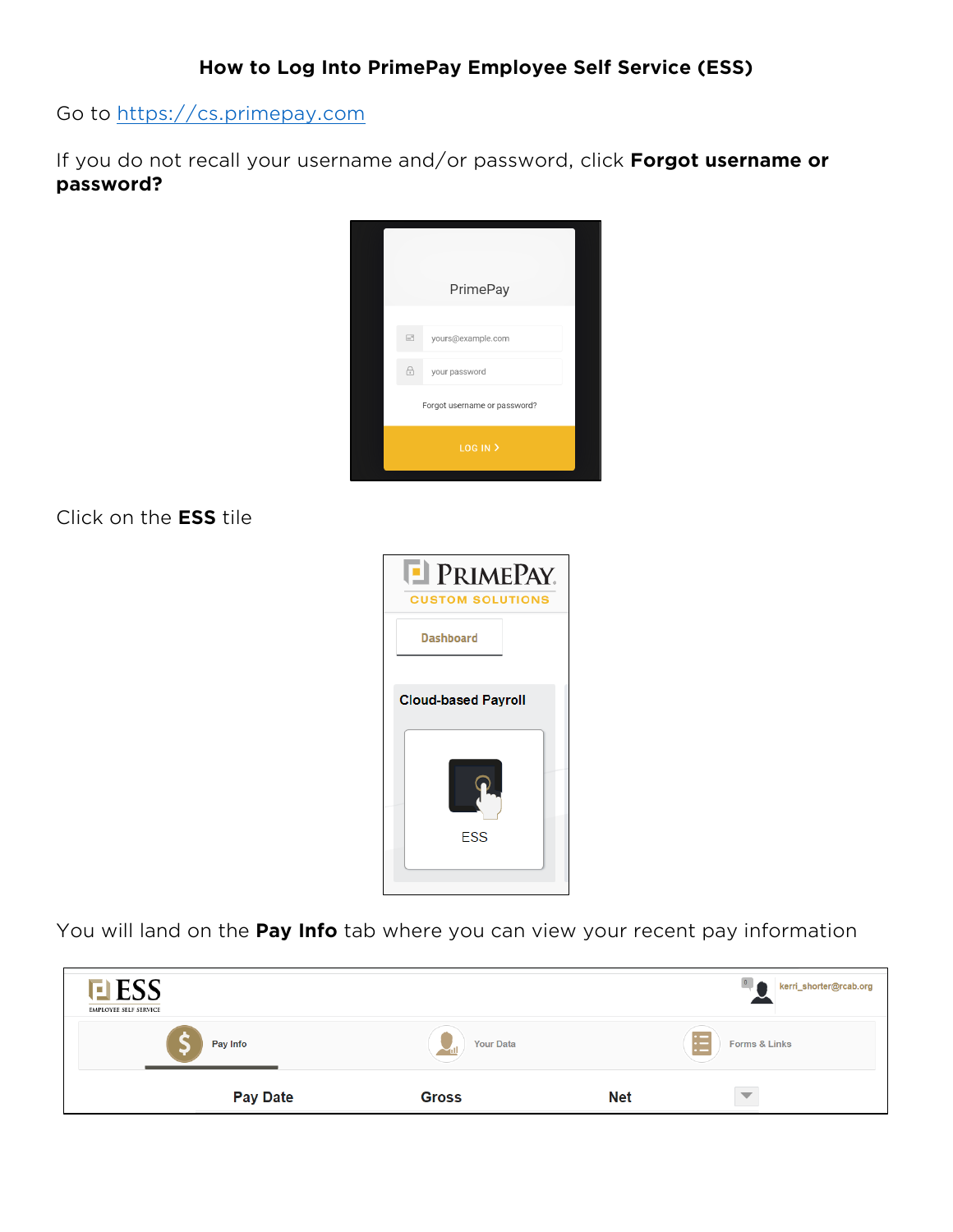# How to Log Into PrimePay Employee Self Service (ESS)

Go to https://cs.primepay.com

If you do not recall your username and/or password, click **Forgot username or password?**

Click on the **ESS** tile

You will land on the **Pay Info** tab where you can view your recent pay information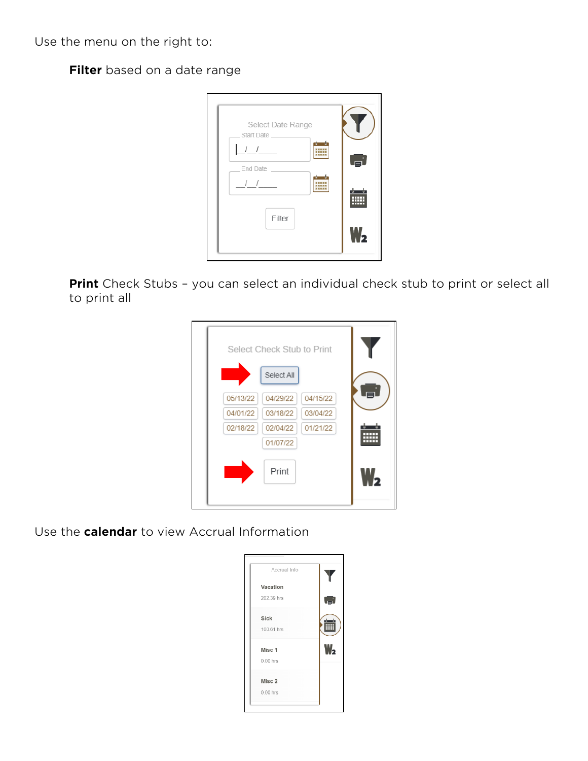Use the menu on the right to:

**Filter** based on a date range

**Print** Check Stubs – you can select an individual check stub to print or select all to print all

Use the **calendar** to view Accrual Information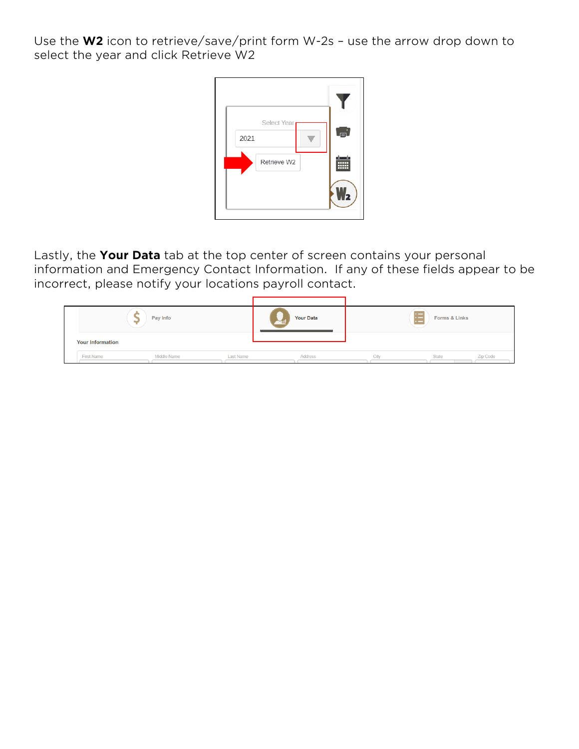Use the **W2** icon to retrieve/save/print form W-2s – use the arrow drop down to select the year and click Retrieve W2

Lastly, the **Your Data** tab at the top center of screen contains your personal information and Emergency Contact Information. If any of these fields appear to be incorrect, please notify your locations payroll contact.